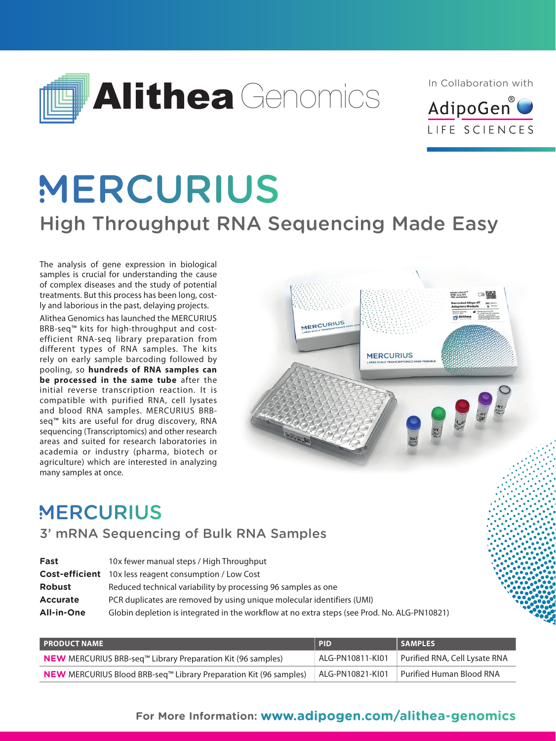Alithea Genomics

In Collaboration with AdipoGen® LIFE SCIENCES

# MERCURIUS

## High Throughput RNA Sequencing Made Easy

The analysis of gene expression in biological samples is crucial for understanding the cause of complex diseases and the study of potential treatments. But this process has been long, costly and laborious in the past, delaying projects.

Alithea Genomics has launched the MERCURIUS BRB-seq™ kits for high-throughput and cost-efficient RNA-seq library preparation from different types of RNA samples. The kits rely on early sample barcoding followed by pooling, so **hundreds of RNA samples can be processed in the same tube** after the initial reverse transcription reaction. It is compatible with purified RNA, cell lysates and blood RNA samples. MERCURIUS BRB-seq™ kits are useful for drug discovery, RNA sequencing (Transcriptomics) and other research areas and suited for research laboratories in academia or industry (pharma, biotech or agriculture) which are interested in analyzing many samples at once.

# MERCURIUS

## 3' mRNA Sequencing of Bulk RNA Samples

| | |
|---|---|
| **Fast** | 10x fewer manual steps / High Throughput |
| **Cost-efficient** | 10x less reagent consumption / Low Cost |
| **Robust** | Reduced technical variability by processing 96 samples as one |
| **Accurate** | PCR duplicates are removed by using unique molecular identifiers (UMI) |
| **All-in-One** | Globin depletion is integrated in the workflow at no extra steps (see Prod. No. ALG-PN10821) |

| PRODUCT NAME | PID | SAMPLES |
|---|---|---|
| **NEW** MERCURIUS BRB-seq™ Library Preparation Kit (96 samples) | ALG-PN10811-KI01 | Purified RNA, Cell Lysate RNA |
| **NEW** MERCURIUS Blood BRB-seq™ Library Preparation Kit (96 samples) | ALG-PN10821-KI01 | Purified Human Blood RNA |

**For More Information: www.adipogen.com/alithea-genomics**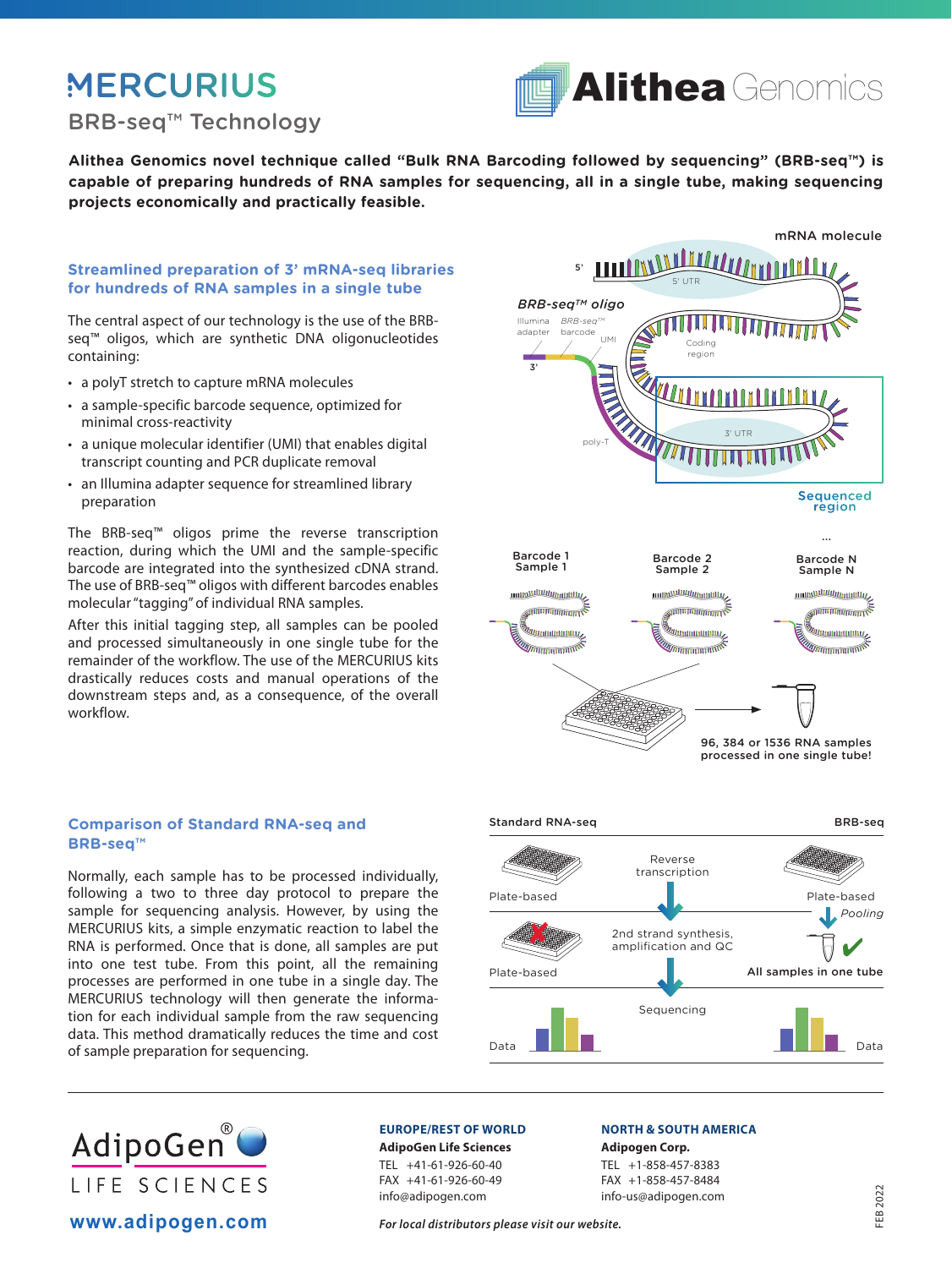# MERCURIUS

BRB-seq™ Technology

Alithea Genomics

**Alithea Genomics novel technique called "Bulk RNA Barcoding followed by sequencing" (BRB-seq™) is capable of preparing hundreds of RNA samples for sequencing, all in a single tube, making sequencing projects economically and practically feasible.**

## Streamlined preparation of 3' mRNA-seq libraries for hundreds of RNA samples in a single tube

The central aspect of our technology is the use of the BRB-seq™ oligos, which are synthetic DNA oligonucleotides containing:

- a polyT stretch to capture mRNA molecules
- a sample-specific barcode sequence, optimized for minimal cross-reactivity
- a unique molecular identifier (UMI) that enables digital transcript counting and PCR duplicate removal
- an Illumina adapter sequence for streamlined library preparation

The BRB-seq™ oligos prime the reverse transcription reaction, during which the UMI and the sample-specific barcode are integrated into the synthesized cDNA strand. The use of BRB-seq™ oligos with different barcodes enables molecular "tagging" of individual RNA samples.

After this initial tagging step, all samples can be pooled and processed simultaneously in one single tube for the remainder of the workflow. The use of the MERCURIUS kits drastically reduces costs and manual operations of the downstream steps and, as a consequence, of the overall workflow.

mRNA molecule
5'
5' UTR
*BRB-seq™ oligo*
Illumina adapter
*BRB-seq™* barcode
UMI
3'
Coding region
poly-T
3' UTR
Sequenced region

Barcode 1
Sample 1
Barcode 2
Sample 2
...
Barcode N
Sample N

96, 384 or 1536 RNA samples processed in one single tube!

## Comparison of Standard RNA-seq and BRB-seq™

Normally, each sample has to be processed individually, following a two to three day protocol to prepare the sample for sequencing analysis. However, by using the MERCURIUS kits, a simple enzymatic reaction to label the RNA is performed. Once that is done, all samples are put into one test tube. From this point, all the remaining processes are performed in one tube in a single day. The MERCURIUS technology will then generate the information for each individual sample from the raw sequencing data. This method dramatically reduces the time and cost of sample preparation for sequencing.

Standard RNA-seq
BRB-seq
Reverse transcription
Plate-based
Plate-based
*Pooling*
2nd strand synthesis, amplification and QC
Plate-based
All samples in one tube
Sequencing
Data
Data

---

AdipoGen® LIFE SCIENCES

**www.adipogen.com**

**EUROPE/REST OF WORLD**
**AdipoGen Life Sciences**
TEL +41-61-926-60-40
FAX +41-61-926-60-49
info@adipogen.com

**NORTH & SOUTH AMERICA**
**Adipogen Corp.**
TEL +1-858-457-8383
FAX +1-858-457-8484
info-us@adipogen.com

***For local distributors please visit our website.***

FEB 2022